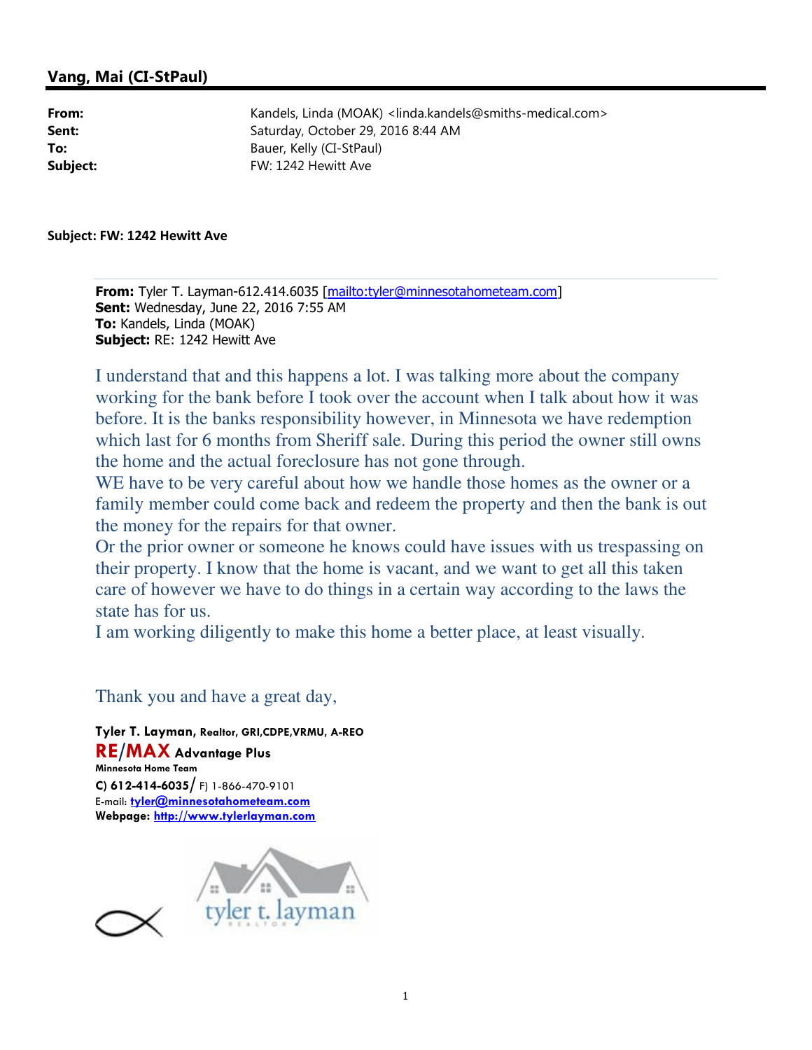## Vang, Mai (CI-StPaul)

**From:** Kandels, Linda (MOAK) <linda.kandels@smiths-medical.com>
**Sent:** Saturday, October 29, 2016 8:44 AM
**To:** Bauer, Kelly (CI-StPaul)
**Subject:** FW: 1242 Hewitt Ave

**Subject: FW: 1242 Hewitt Ave**

**From:** Tyler T. Layman-612.414.6035 [mailto:tyler@minnesotahometeam.com]
**Sent:** Wednesday, June 22, 2016 7:55 AM
**To:** Kandels, Linda (MOAK)
**Subject:** RE: 1242 Hewitt Ave

I understand that and this happens a lot. I was talking more about the company working for the bank before I took over the account when I talk about how it was before. It is the banks responsibility however, in Minnesota we have redemption which last for 6 months from Sheriff sale. During this period the owner still owns the home and the actual foreclosure has not gone through.
WE have to be very careful about how we handle those homes as the owner or a family member could come back and redeem the property and then the bank is out the money for the repairs for that owner.
Or the prior owner or someone he knows could have issues with us trespassing on their property. I know that the home is vacant, and we want to get all this taken care of however we have to do things in a certain way according to the laws the state has for us.
I am working diligently to make this home a better place, at least visually.

Thank you and have a great day,

**Tyler T. Layman,** Realtor, GRI,CDPE,VRMU, A-REO
**RE/MAX Advantage Plus**
**Minnesota Home Team**
**C) 612-414-6035**/ F) 1-866-470-9101
E-mail: tyler@minnesotahometeam.com
Webpage: http://www.tylerlayman.com

tyler t. layman
REALTOR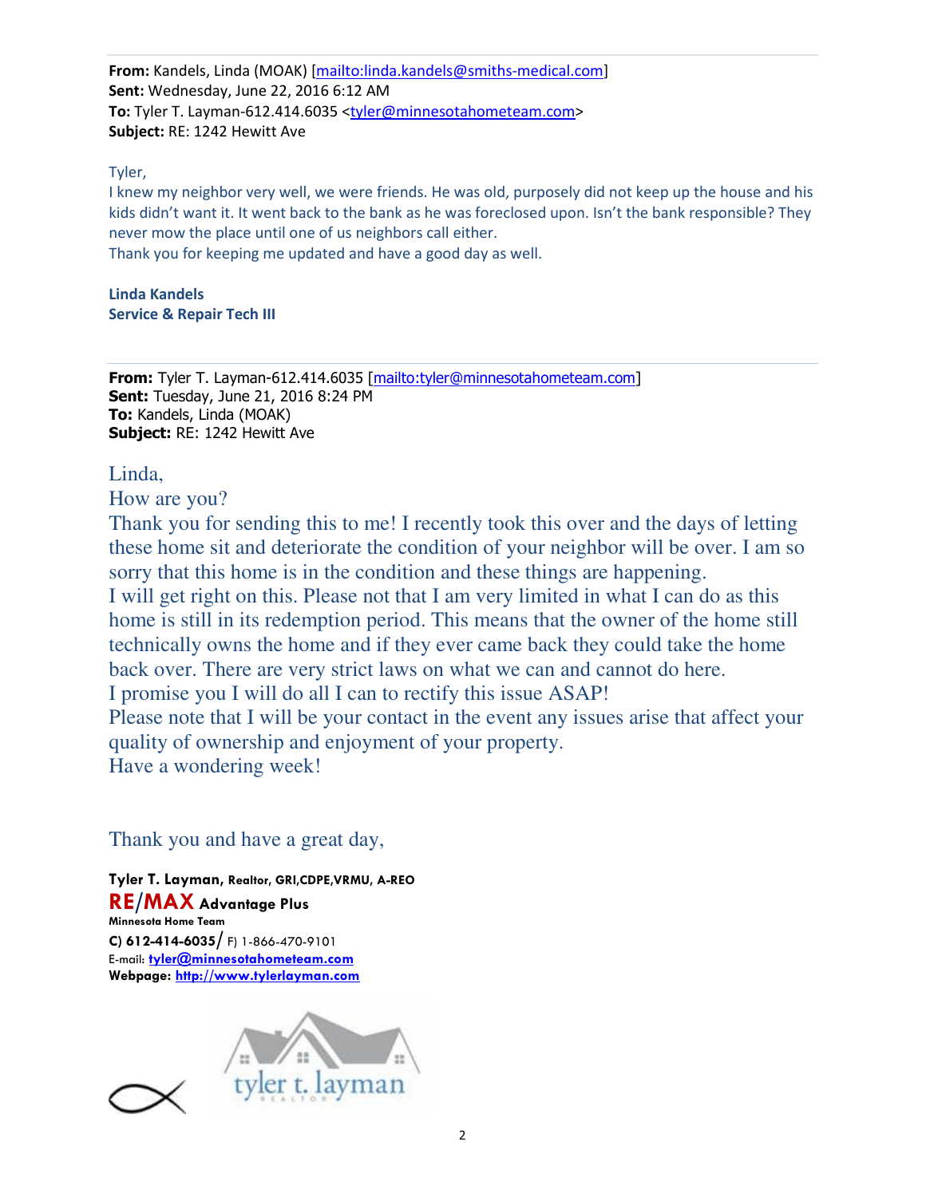**From:** Kandels, Linda (MOAK) [mailto:linda.kandels@smiths-medical.com]
**Sent:** Wednesday, June 22, 2016 6:12 AM
**To:** Tyler T. Layman-612.414.6035 <tyler@minnesotahometeam.com>
**Subject:** RE: 1242 Hewitt Ave

Tyler,
I knew my neighbor very well, we were friends. He was old, purposely did not keep up the house and his kids didn't want it. It went back to the bank as he was foreclosed upon. Isn't the bank responsible? They never mow the place until one of us neighbors call either.
Thank you for keeping me updated and have a good day as well.

**Linda Kandels**
**Service & Repair Tech III**

---

**From:** Tyler T. Layman-612.414.6035 [mailto:tyler@minnesotahometeam.com]
**Sent:** Tuesday, June 21, 2016 8:24 PM
**To:** Kandels, Linda (MOAK)
**Subject:** RE: 1242 Hewitt Ave

Linda,
How are you?
Thank you for sending this to me! I recently took this over and the days of letting these home sit and deteriorate the condition of your neighbor will be over. I am so sorry that this home is in the condition and these things are happening.
I will get right on this. Please not that I am very limited in what I can do as this home is still in its redemption period. This means that the owner of the home still technically owns the home and if they ever came back they could take the home back over. There are very strict laws on what we can and cannot do here.
I promise you I will do all I can to rectify this issue ASAP!
Please note that I will be your contact in the event any issues arise that affect your quality of ownership and enjoyment of your property.
Have a wondering week!

Thank you and have a great day,

**Tyler T. Layman,** Realtor, GRI,CDPE,VRMU, A-REO
**RE/MAX Advantage Plus**
**Minnesota Home Team**
**C) 612-414-6035/** F) 1-866-470-9101
E-mail: **tyler@minnesotahometeam.com**
**Webpage: http://www.tylerlayman.com**

tyler t. layman
REALTOR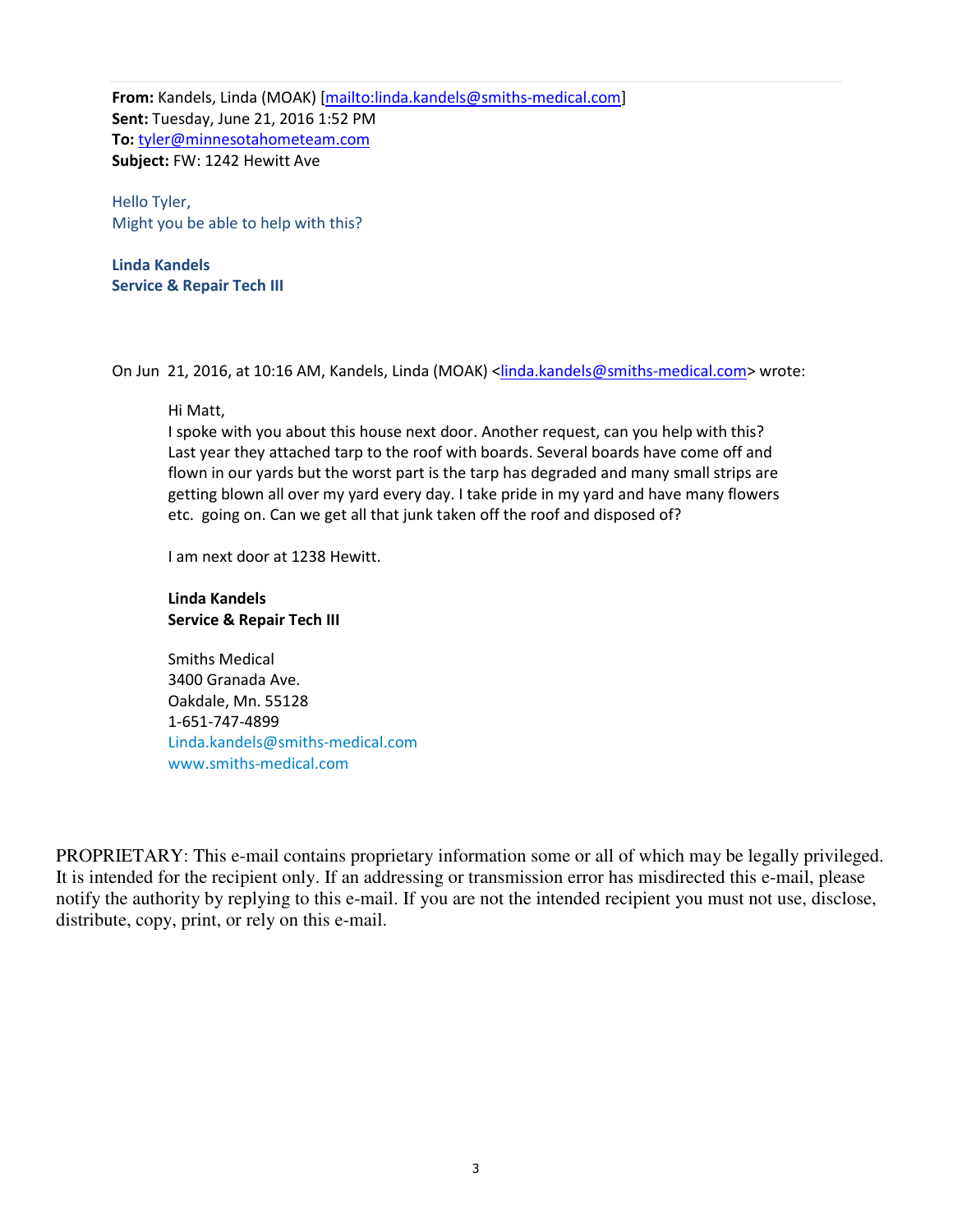**From:** Kandels, Linda (MOAK) [mailto:linda.kandels@smiths-medical.com]
**Sent:** Tuesday, June 21, 2016 1:52 PM
**To:** tyler@minnesotahometeam.com
**Subject:** FW: 1242 Hewitt Ave

Hello Tyler,
Might you be able to help with this?

**Linda Kandels**
**Service & Repair Tech III**

On Jun 21, 2016, at 10:16 AM, Kandels, Linda (MOAK) <linda.kandels@smiths-medical.com> wrote:

> Hi Matt,
> I spoke with you about this house next door. Another request, can you help with this? Last year they attached tarp to the roof with boards. Several boards have come off and flown in our yards but the worst part is the tarp has degraded and many small strips are getting blown all over my yard every day. I take pride in my yard and have many flowers etc. going on. Can we get all that junk taken off the roof and disposed of?
>
> I am next door at 1238 Hewitt.
>
> **Linda Kandels**
> **Service & Repair Tech III**
>
> Smiths Medical
> 3400 Granada Ave.
> Oakdale, Mn. 55128
> 1-651-747-4899
> Linda.kandels@smiths-medical.com
> www.smiths-medical.com

PROPRIETARY: This e-mail contains proprietary information some or all of which may be legally privileged. It is intended for the recipient only. If an addressing or transmission error has misdirected this e-mail, please notify the authority by replying to this e-mail. If you are not the intended recipient you must not use, disclose, distribute, copy, print, or rely on this e-mail.